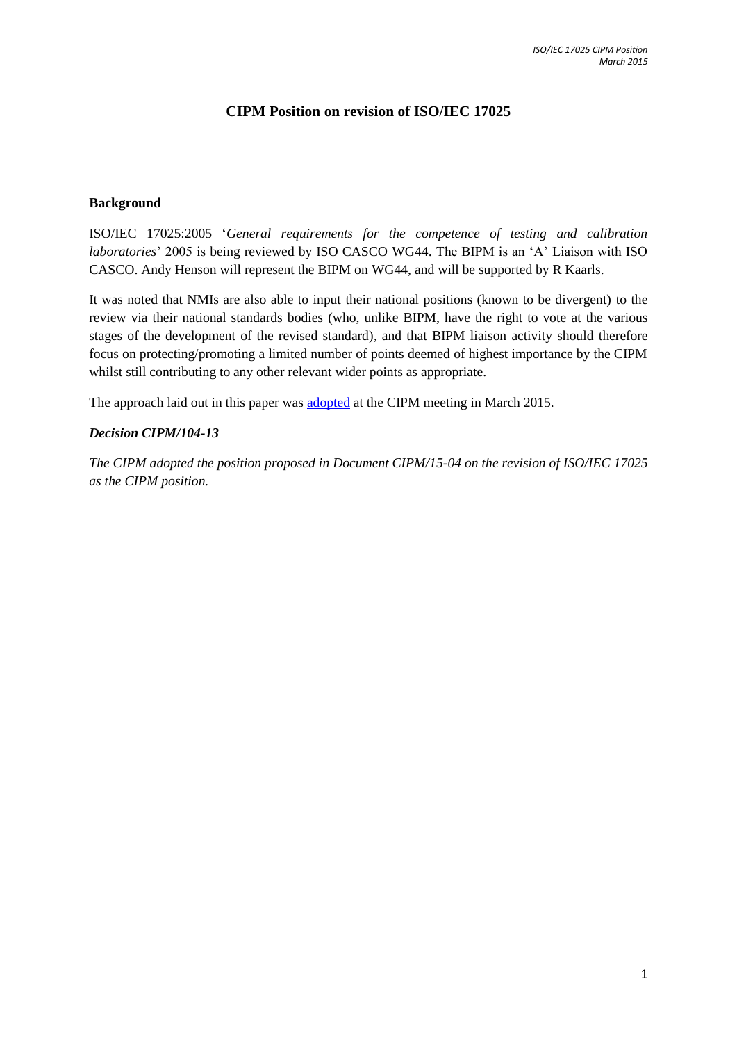# CIPM Position on revision of ISO/IEC 17025

## Background

ISO/IEC 17025:2005 '*General requirements for the competence of testing and calibration laboratories*' 2005 is being reviewed by ISO CASCO WG44. The BIPM is an 'A' Liaison with ISO CASCO. Andy Henson will represent the BIPM on WG44, and will be supported by R Kaarls.

It was noted that NMIs are also able to input their national positions (known to be divergent) to the review via their national standards bodies (who, unlike BIPM, have the right to vote at the various stages of the development of the revised standard), and that BIPM liaison activity should therefore focus on protecting/promoting a limited number of points deemed of highest importance by the CIPM whilst still contributing to any other relevant wider points as appropriate.

The approach laid out in this paper was adopted at the CIPM meeting in March 2015.

***Decision CIPM/104-13***

*The CIPM adopted the position proposed in Document CIPM/15-04 on the revision of ISO/IEC 17025 as the CIPM position.*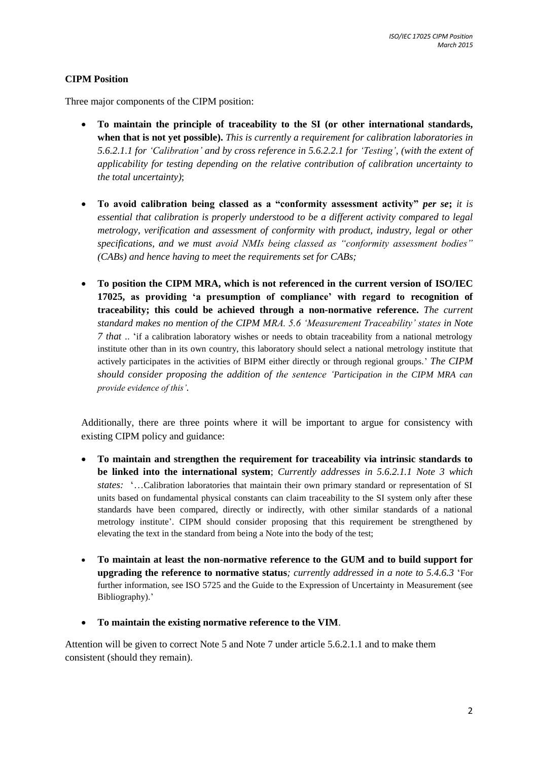**CIPM Position**

Three major components of the CIPM position:

- **To maintain the principle of traceability to the SI (or other international standards, when that is not yet possible).** *This is currently a requirement for calibration laboratories in 5.6.2.1.1 for 'Calibration' and by cross reference in 5.6.2.2.1 for 'Testing', (with the extent of applicability for testing depending on the relative contribution of calibration uncertainty to the total uncertainty)*;

- **To avoid calibration being classed as a "conformity assessment activity"** ***per se*****;** *it is essential that calibration is properly understood to be a different activity compared to legal metrology, verification and assessment of conformity with product, industry, legal or other specifications, and we must avoid NMIs being classed as "conformity assessment bodies" (CABs) and hence having to meet the requirements set for CABs;*

- **To position the CIPM MRA, which is not referenced in the current version of ISO/IEC 17025, as providing 'a presumption of compliance' with regard to recognition of traceability; this could be achieved through a non-normative reference.** *The current standard makes no mention of the CIPM MRA. 5.6 'Measurement Traceability' states in Note 7 that* .. 'if a calibration laboratory wishes or needs to obtain traceability from a national metrology institute other than in its own country, this laboratory should select a national metrology institute that actively participates in the activities of BIPM either directly or through regional groups.' *The CIPM should consider proposing the addition of the sentence 'Participation in the CIPM MRA can provide evidence of this'.*

Additionally, there are three points where it will be important to argue for consistency with existing CIPM policy and guidance:

- **To maintain and strengthen the requirement for traceability via intrinsic standards to be linked into the international system**; *Currently addresses in 5.6.2.1.1 Note 3 which states:* '…Calibration laboratories that maintain their own primary standard or representation of SI units based on fundamental physical constants can claim traceability to the SI system only after these standards have been compared, directly or indirectly, with other similar standards of a national metrology institute'. CIPM should consider proposing that this requirement be strengthened by elevating the text in the standard from being a Note into the body of the test;

- **To maintain at least the non-normative reference to the GUM and to build support for upgrading the reference to normative status***; currently addressed in a note to 5.4.6.3* 'For further information, see ISO 5725 and the Guide to the Expression of Uncertainty in Measurement (see Bibliography).'

- **To maintain the existing normative reference to the VIM**.

Attention will be given to correct Note 5 and Note 7 under article 5.6.2.1.1 and to make them consistent (should they remain).